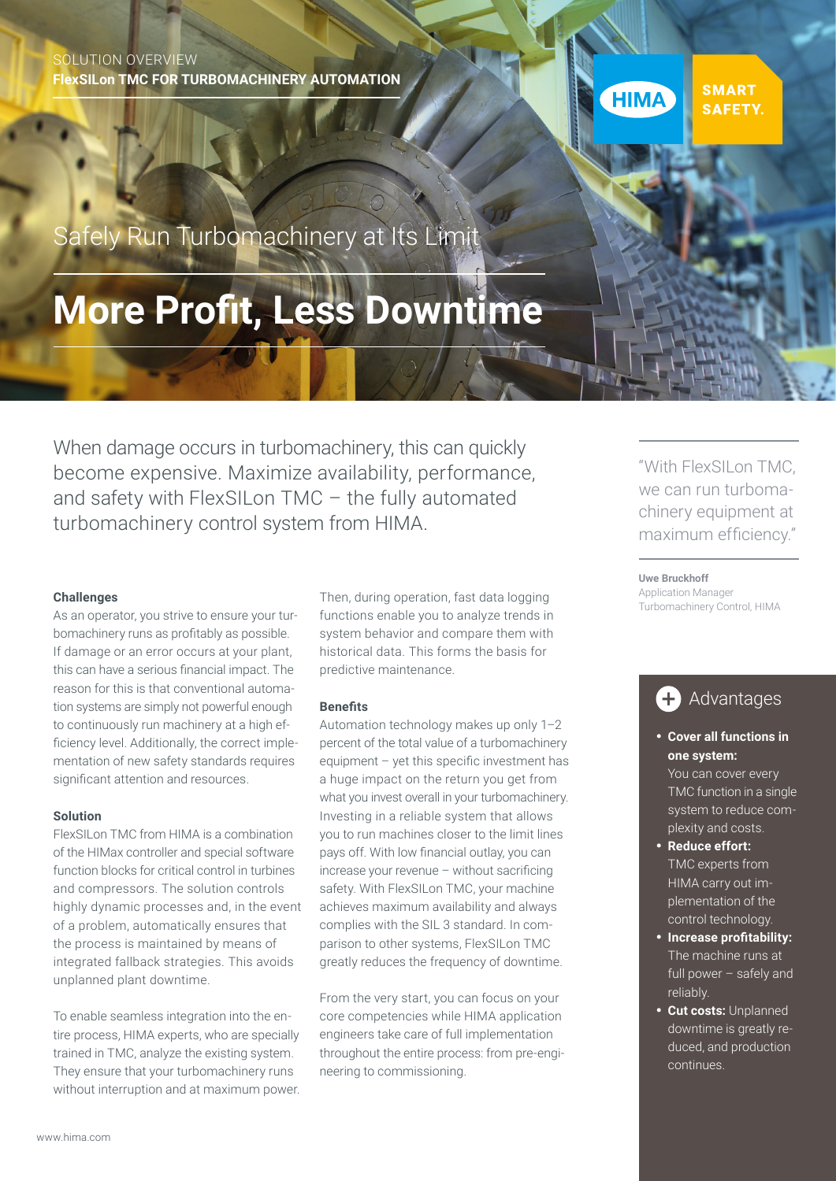SOLUTION OVERVIEW

**FlexSILon TMC FOR TURBOMACHINERY AUTOMATION**

HIMA SMART SAFETY.

## Safely Run Turbomachinery at Its Limit

# More Profit, Less Downtime

When damage occurs in turbomachinery, this can quickly become expensive. Maximize availability, performance, and safety with FlexSILon TMC – the fully automated turbomachinery control system from HIMA.

### Challenges

As an operator, you strive to ensure your turbomachinery runs as profitably as possible. If damage or an error occurs at your plant, this can have a serious financial impact. The reason for this is that conventional automation systems are simply not powerful enough to continuously run machinery at a high efficiency level. Additionally, the correct implementation of new safety standards requires significant attention and resources.

### Solution

FlexSILon TMC from HIMA is a combination of the HIMax controller and special software function blocks for critical control in turbines and compressors. The solution controls highly dynamic processes and, in the event of a problem, automatically ensures that the process is maintained by means of integrated fallback strategies. This avoids unplanned plant downtime.

To enable seamless integration into the entire process, HIMA experts, who are specially trained in TMC, analyze the existing system. They ensure that your turbomachinery runs without interruption and at maximum power. Then, during operation, fast data logging functions enable you to analyze trends in system behavior and compare them with historical data. This forms the basis for predictive maintenance.

### Benefits

Automation technology makes up only 1–2 percent of the total value of a turbomachinery equipment – yet this specific investment has a huge impact on the return you get from what you invest overall in your turbomachinery. Investing in a reliable system that allows you to run machines closer to the limit lines pays off. With low financial outlay, you can increase your revenue – without sacrificing safety. With FlexSILon TMC, your machine achieves maximum availability and always complies with the SIL 3 standard. In comparison to other systems, FlexSILon TMC greatly reduces the frequency of downtime.

From the very start, you can focus on your core competencies while HIMA application engineers take care of full implementation throughout the entire process: from pre-engineering to commissioning.

"With FlexSILon TMC, we can run turbomachinery equipment at maximum efficiency."

**Uwe Bruckhoff**
Application Manager
Turbomachinery Control, HIMA

### Advantages

- **Cover all functions in one system:** You can cover every TMC function in a single system to reduce complexity and costs.
- **Reduce effort:** TMC experts from HIMA carry out implementation of the control technology.
- **Increase profitability:** The machine runs at full power – safely and reliably.
- **Cut costs:** Unplanned downtime is greatly reduced, and production continues.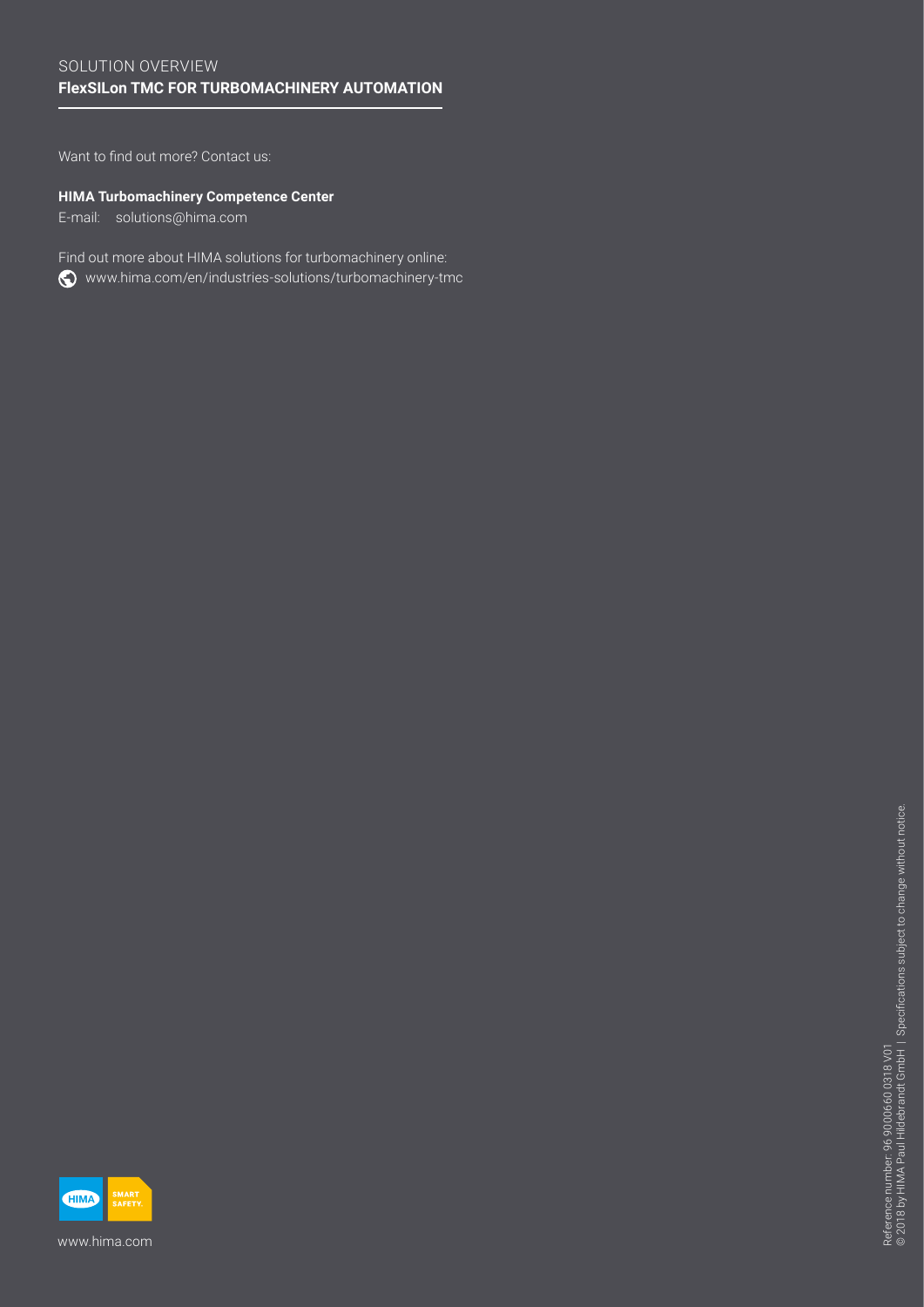SOLUTION OVERVIEW

**FlexSILon TMC FOR TURBOMACHINERY AUTOMATION**

Want to find out more? Contact us:

**HIMA Turbomachinery Competence Center**

E-mail: solutions@hima.com

Find out more about HIMA solutions for turbomachinery online:

www.hima.com/en/industries-solutions/turbomachinery-tmc

HIMA SMART SAFETY.

www.hima.com

Reference number: 96 9000660 0318 V01
© 2018 by HIMA Paul Hildebrandt GmbH | Specifications subject to change without notice.